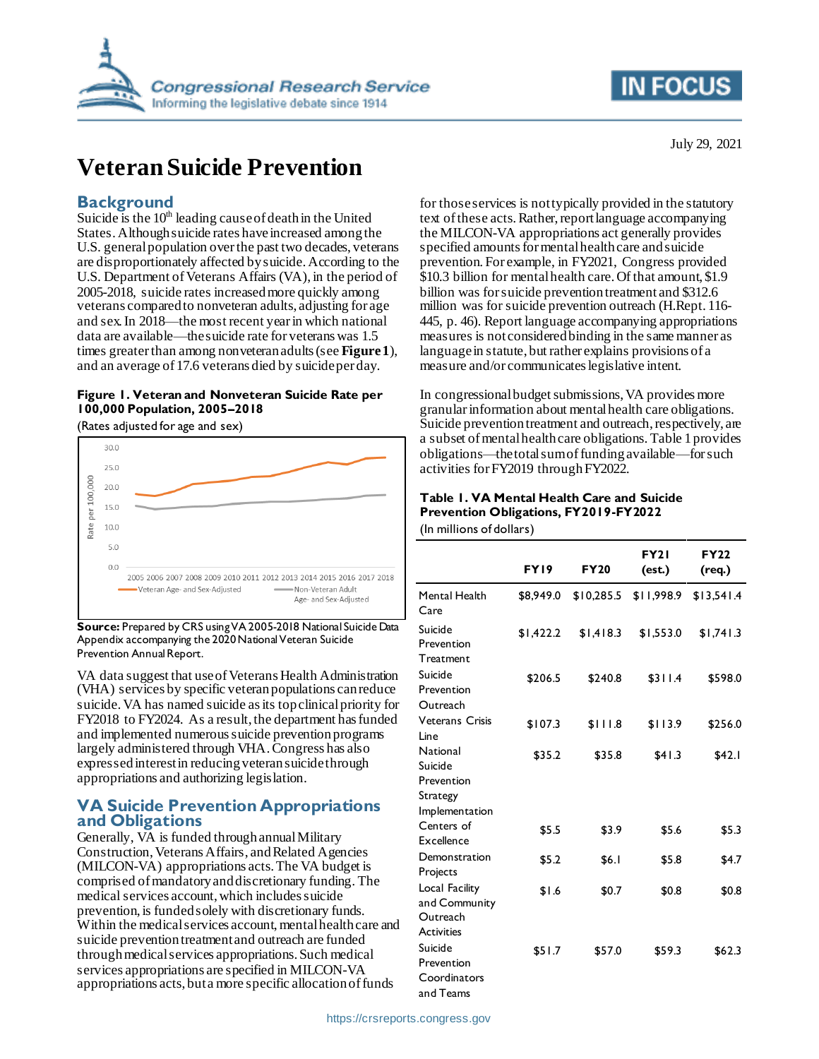July 29, 2021

# Veteran Suicide Prevention

## Background

Suicide is the 10th leading cause of death in the United States. Although suicide rates have increased among the U.S. general population over the past two decades, veterans are disproportionately affected by suicide. According to the U.S. Department of Veterans Affairs (VA), in the period of 2005-2018, suicide rates increased more quickly among veterans compared to nonveteran adults, adjusting for age and sex. In 2018—the most recent year in which national data are available—the suicide rate for veterans was 1.5 times greater than among nonveteran adults (see **Figure 1**), and an average of 17.6 veterans died by suicide per day.

**Figure 1. Veteran and Nonveteran Suicide Rate per 100,000 Population, 2005–2018**

(Rates adjusted for age and sex)

**Source:** Prepared by CRS using VA 2005-2018 National Suicide Data Appendix accompanying the 2020 National Veteran Suicide Prevention Annual Report.

VA data suggest that use of Veterans Health Administration (VHA) services by specific veteran populations can reduce suicide. VA has named suicide as its top clinical priority for FY2018 to FY2024. As a result, the department has funded and implemented numerous suicide prevention programs largely administered through VHA. Congress has also expressed interest in reducing veteran suicide through appropriations and authorizing legislation.

## VA Suicide Prevention Appropriations and Obligations

Generally, VA is funded through annual Military Construction, Veterans Affairs, and Related Agencies (MILCON-VA) appropriations acts. The VA budget is comprised of mandatory and discretionary funding. The medical services account, which includes suicide prevention, is funded solely with discretionary funds. Within the medical services account, mental health care and suicide prevention treatment and outreach are funded through medical services appropriations. Such medical services appropriations are specified in MILCON-VA appropriations acts, but a more specific allocation of funds for those services is not typically provided in the statutory text of these acts. Rather, report language accompanying the MILCON-VA appropriations act generally provides specified amounts for mental health care and suicide prevention. For example, in FY2021, Congress provided $10.3 billion for mental health care. Of that amount, $1.9 billion was for suicide prevention treatment and $312.6 million was for suicide prevention outreach (H.Rept. 116-445, p. 46). Report language accompanying appropriations measures is not considered binding in the same manner as language in statute, but rather explains provisions of a measure and/or communicates legislative intent.

In congressional budget submissions, VA provides more granular information about mental health care obligations. Suicide prevention treatment and outreach, respectively, are a subset of mental health care obligations. Table 1 provides obligations—the total sum of funding available—for such activities for FY2019 through FY2022.

**Table 1. VA Mental Health Care and Suicide Prevention Obligations, FY2019-FY2022**

(In millions of dollars)

| | FY19 | FY20 | FY21 (est.) | FY22 (req.) |
|---|---|---|---|---|
| Mental Health Care | $8,949.0 | $10,285.5 | $11,998.9 | $13,541.4 |
| Suicide Prevention Treatment | $1,422.2 | $1,418.3 | $1,553.0 | $1,741.3 |
| Suicide Prevention Outreach | $206.5 | $240.8 | $311.4 | $598.0 |
| Veterans Crisis Line | $107.3 | $111.8 | $113.9 | $256.0 |
| National Suicide Prevention Strategy Implementation | $35.2 | $35.8 | $41.3 | $42.1 |
| Centers of Excellence | $5.5 | $3.9 | $5.6 | $5.3 |
| Demonstration Projects | $5.2 | $6.1 | $5.8 | $4.7 |
| Local Facility and Community Outreach Activities | $1.6 | $0.7 | $0.8 | $0.8 |
| Suicide Prevention Coordinators and Teams | $51.7 | $57.0 | $59.3 | $62.3 |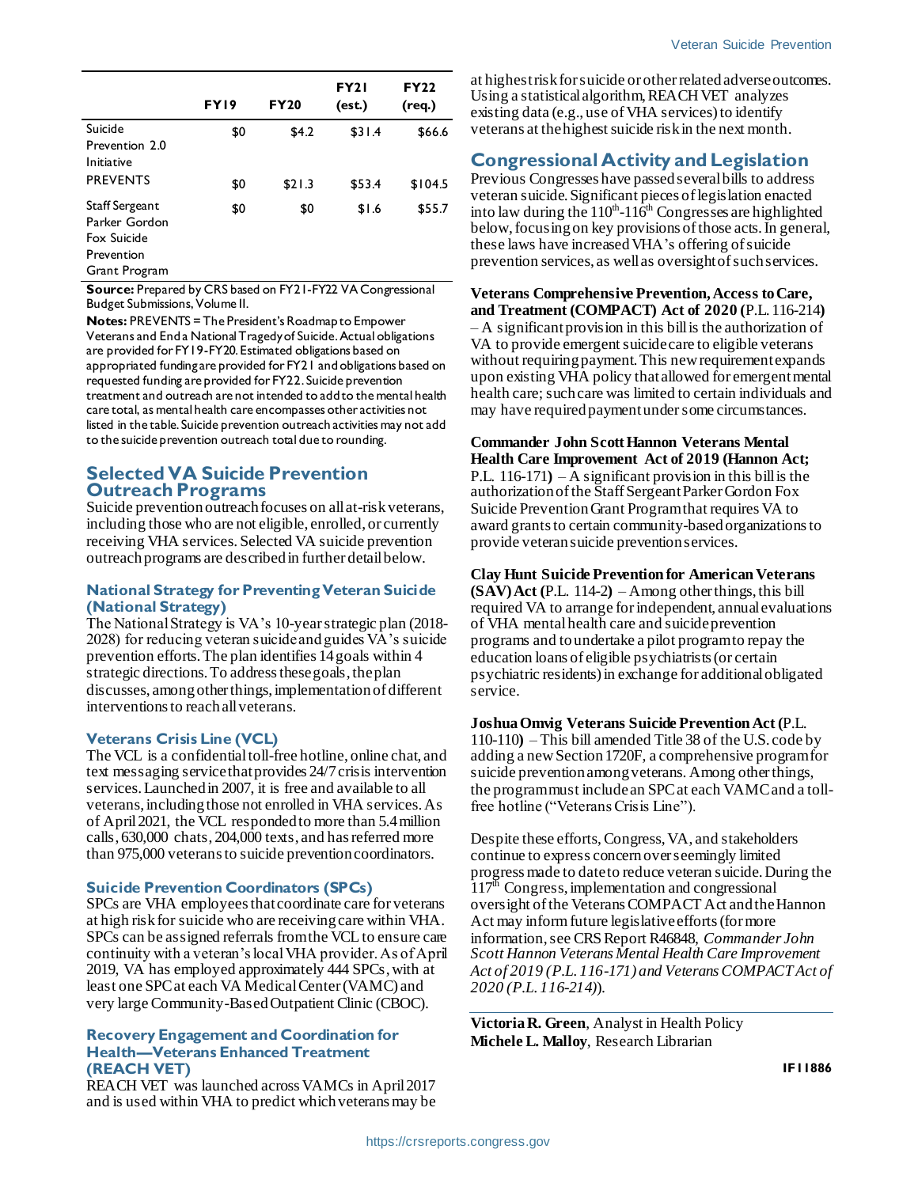|  | FY19 | FY20 | FY21 (est.) | FY22 (req.) |
|---|---|---|---|---|
| Suicide Prevention 2.0 Initiative | $0 | $4.2 | $31.4 | $66.6 |
| PREVENTS | $0 | $21.3 | $53.4 | $104.5 |
| Staff Sergeant Parker Gordon Fox Suicide Prevention Grant Program | $0 | $0 | $1.6 | $55.7 |

**Source:** Prepared by CRS based on FY21-FY22 VA Congressional Budget Submissions, Volume II.

**Notes:** PREVENTS = The President's Roadmap to Empower Veterans and End a National Tragedy of Suicide. Actual obligations are provided for FY19-FY20. Estimated obligations based on appropriated funding are provided for FY21 and obligations based on requested funding are provided for FY22. Suicide prevention treatment and outreach are not intended to add to the mental health care total, as mental health care encompasses other activities not listed in the table. Suicide prevention outreach activities may not add to the suicide prevention outreach total due to rounding.

## Selected VA Suicide Prevention Outreach Programs

Suicide prevention outreach focuses on all at-risk veterans, including those who are not eligible, enrolled, or currently receiving VHA services. Selected VA suicide prevention outreach programs are described in further detail below.

### National Strategy for Preventing Veteran Suicide (National Strategy)

The National Strategy is VA's 10-year strategic plan (2018-2028) for reducing veteran suicide and guides VA's suicide prevention efforts. The plan identifies 14 goals within 4 strategic directions. To address these goals, the plan discusses, among other things, implementation of different interventions to reach all veterans.

### Veterans Crisis Line (VCL)

The VCL is a confidential toll-free hotline, online chat, and text messaging service that provides 24/7 crisis intervention services. Launched in 2007, it is free and available to all veterans, including those not enrolled in VHA services. As of April 2021, the VCL responded to more than 5.4 million calls, 630,000 chats, 204,000 texts, and has referred more than 975,000 veterans to suicide prevention coordinators.

### Suicide Prevention Coordinators (SPCs)

SPCs are VHA employees that coordinate care for veterans at high risk for suicide who are receiving care within VHA. SPCs can be assigned referrals from the VCL to ensure care continuity with a veteran's local VHA provider. As of April 2019, VA has employed approximately 444 SPCs, with at least one SPC at each VA Medical Center (VAMC) and very large Community-Based Outpatient Clinic (CBOC).

### Recovery Engagement and Coordination for Health—Veterans Enhanced Treatment (REACH VET)

REACH VET was launched across VAMCs in April 2017 and is used within VHA to predict which veterans may be at highest risk for suicide or other related adverse outcomes. Using a statistical algorithm, REACH VET analyzes existing data (e.g., use of VHA services) to identify veterans at the highest suicide risk in the next month.

## Congressional Activity and Legislation

Previous Congresses have passed several bills to address veteran suicide. Significant pieces of legislation enacted into law during the 110th-116th Congresses are highlighted below, focusing on key provisions of those acts. In general, these laws have increased VHA's offering of suicide prevention services, as well as oversight of such services.

**Veterans Comprehensive Prevention, Access to Care, and Treatment (COMPACT) Act of 2020 (**P.L. 116-214**)** – A significant provision in this bill is the authorization of VA to provide emergent suicide care to eligible veterans without requiring payment. This new requirement expands upon existing VHA policy that allowed for emergent mental health care; such care was limited to certain individuals and may have required payment under some circumstances.

**Commander John Scott Hannon Veterans Mental Health Care Improvement Act of 2019 (Hannon Act;** P.L. 116-171**)** – A significant provision in this bill is the authorization of the Staff Sergeant Parker Gordon Fox Suicide Prevention Grant Program that requires VA to award grants to certain community-based organizations to provide veteran suicide prevention services.

**Clay Hunt Suicide Prevention for American Veterans (SAV) Act (**P.L. 114-2**)** – Among other things, this bill required VA to arrange for independent, annual evaluations of VHA mental health care and suicide prevention programs and to undertake a pilot program to repay the education loans of eligible psychiatrists (or certain psychiatric residents) in exchange for additional obligated service.

**Joshua Omvig Veterans Suicide Prevention Act (**P.L. 110-110**)** – This bill amended Title 38 of the U.S. code by adding a new Section 1720F, a comprehensive program for suicide prevention among veterans. Among other things, the program must include an SPC at each VAMC and a toll-free hotline ("Veterans Crisis Line").

Despite these efforts, Congress, VA, and stakeholders continue to express concern over seemingly limited progress made to date to reduce veteran suicide. During the 117th Congress, implementation and congressional oversight of the Veterans COMPACT Act and the Hannon Act may inform future legislative efforts (for more information, see CRS Report R46848, *Commander John Scott Hannon Veterans Mental Health Care Improvement Act of 2019 (P.L. 116-171) and Veterans COMPACT Act of 2020 (P.L. 116-214)*).

---

**Victoria R. Green**, Analyst in Health Policy
**Michele L. Malloy**, Research Librarian

IF11886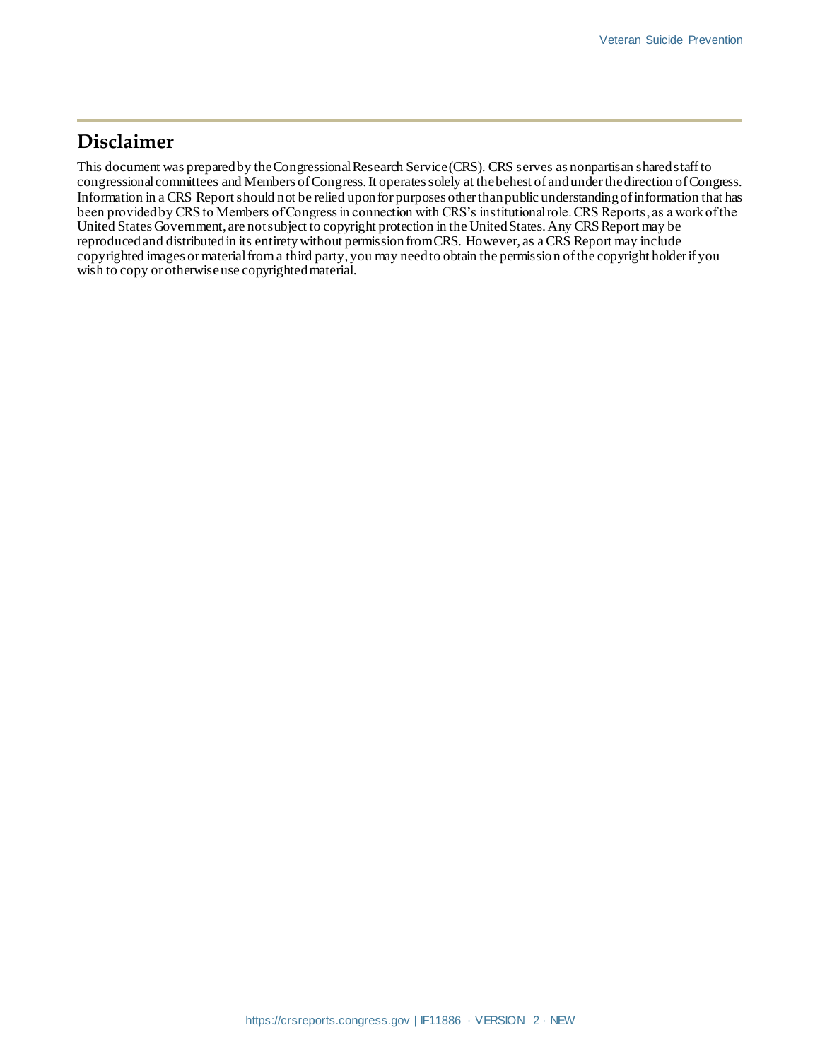## Disclaimer

This document was prepared by the Congressional Research Service (CRS). CRS serves as nonpartisan shared staff to congressional committees and Members of Congress. It operates solely at the behest of and under the direction of Congress. Information in a CRS Report should not be relied upon for purposes other than public understanding of information that has been provided by CRS to Members of Congress in connection with CRS's institutional role. CRS Reports, as a work of the United States Government, are not subject to copyright protection in the United States. Any CRS Report may be reproduced and distributed in its entirety without permission from CRS. However, as a CRS Report may include copyrighted images or material from a third party, you may need to obtain the permission of the copyright holder if you wish to copy or otherwise use copyrighted material.